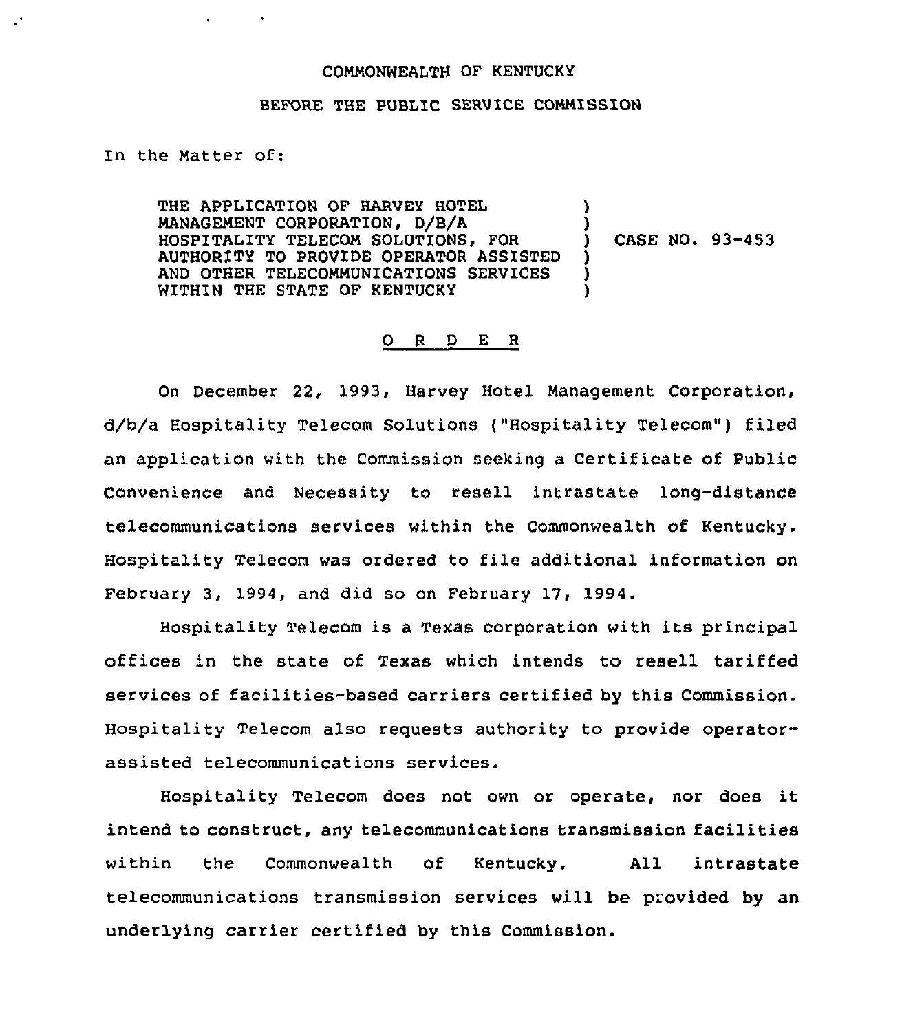COMMONWEALTH OF KENTUCKY

BEFORE THE PUBLIC SERVICE COMMISSION

In the Matter of:

| | | |
|---|---|---|
| THE APPLICATION OF HARVEY HOTEL MANAGEMENT CORPORATION, D/B/A HOSPITALITY TELECOM SOLUTIONS, FOR AUTHORITY TO PROVIDE OPERATOR ASSISTED AND OTHER TELECOMMUNICATIONS SERVICES WITHIN THE STATE OF KENTUCKY | ) | CASE NO. 93-453 |

## O R D E R

On December 22, 1993, Harvey Hotel Management Corporation, d/b/a Hospitality Telecom Solutions ("Hospitality Telecom") filed an application with the Commission seeking a Certificate of Public Convenience and Necessity to resell intrastate long-distance telecommunications services within the Commonwealth of Kentucky. Hospitality Telecom was ordered to file additional information on February 3, 1994, and did so on February 17, 1994.

Hospitality Telecom is a Texas corporation with its principal offices in the state of Texas which intends to resell tariffed services of facilities-based carriers certified by this Commission. Hospitality Telecom also requests authority to provide operator-assisted telecommunications services.

Hospitality Telecom does not own or operate, nor does it intend to construct, any telecommunications transmission facilities within the Commonwealth of Kentucky. All intrastate telecommunications transmission services will be provided by an underlying carrier certified by this Commission.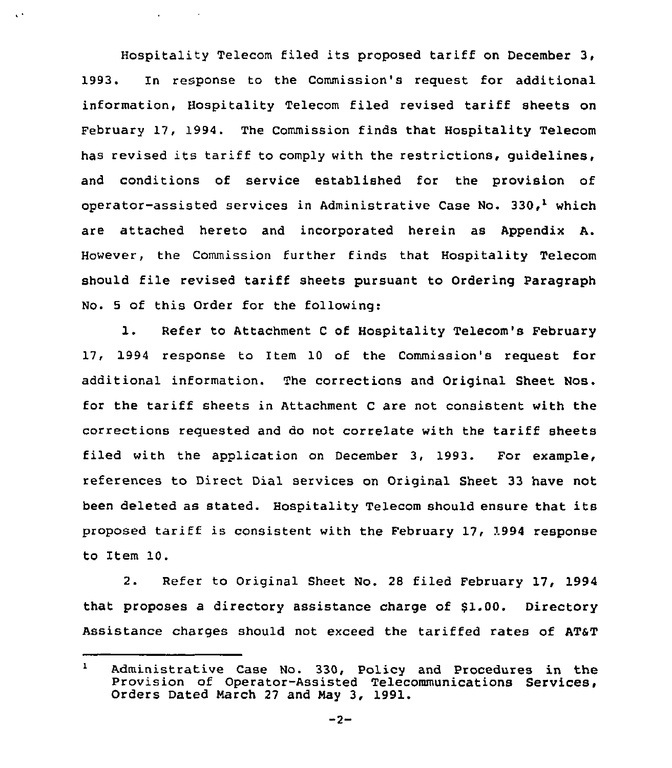Hospitality Telecom filed its proposed tariff on December 3, 1993. In response to the Commission's request for additional information, Hospitality Telecom filed revised tariff sheets on February 17, 1994. The Commission finds that Hospitality Telecom has revised its tariff to comply with the restrictions, guidelines, and conditions of service established for the provision of operator-assisted services in Administrative Case No. 330,[1] which are attached hereto and incorporated herein as Appendix A. However, the Commission further finds that Hospitality Telecom should file revised tariff sheets pursuant to Ordering Paragraph No. 5 of this Order for the following:

1. Refer to Attachment C of Hospitality Telecom's February 17, 1994 response to Item 10 of the Commission's request for additional information. The corrections and Original Sheet Nos. for the tariff sheets in Attachment C are not consistent with the corrections requested and do not correlate with the tariff sheets filed with the application on December 3, 1993. For example, references to Direct Dial services on Original Sheet 33 have not been deleted as stated. Hospitality Telecom should ensure that its proposed tariff is consistent with the February 17, 1994 response to Item 10.

2. Refer to Original Sheet No. 28 filed February 17, 1994 that proposes a directory assistance charge of $1.00. Directory Assistance charges should not exceed the tariffed rates of AT&T

---

[1] Administrative Case No. 330, Policy and Procedures in the Provision of Operator-Assisted Telecommunications Services, Orders Dated March 27 and May 3, 1991.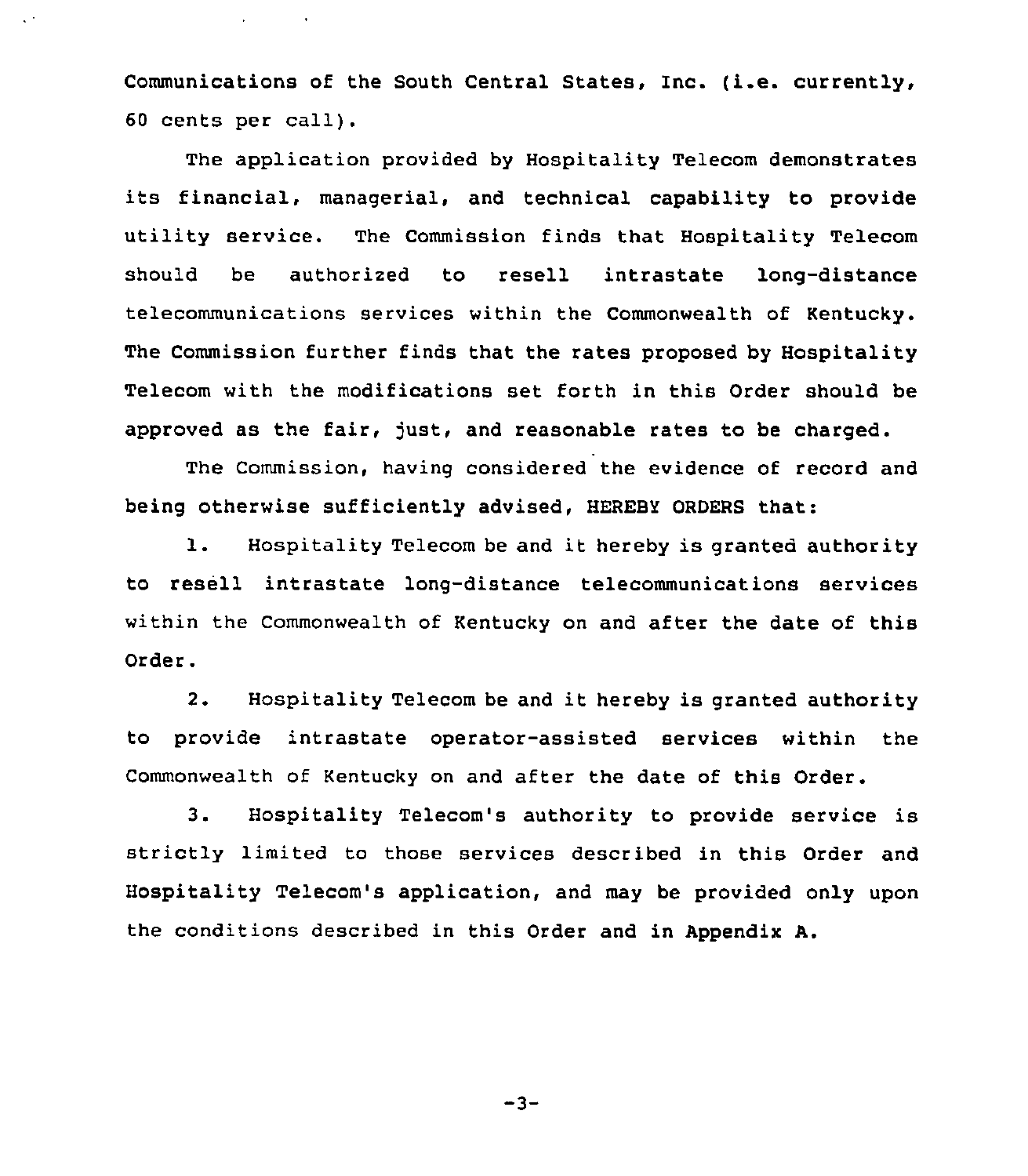Communications of the South Central States, Inc. (i.e. currently, 60 cents per call).

The application provided by Hospitality Telecom demonstrates its financial, managerial, and technical capability to provide utility service. The Commission finds that Hospitality Telecom should be authorized to resell intrastate long-distance telecommunications services within the Commonwealth of Kentucky. The Commission further finds that the rates proposed by Hospitality Telecom with the modifications set forth in this Order should be approved as the fair, just, and reasonable rates to be charged.

The Commission, having considered the evidence of record and being otherwise sufficiently advised, HEREBY ORDERS that:

1. Hospitality Telecom be and it hereby is granted authority to resell intrastate long-distance telecommunications services within the Commonwealth of Kentucky on and after the date of this Order.

2. Hospitality Telecom be and it hereby is granted authority to provide intrastate operator-assisted services within the Commonwealth of Kentucky on and after the date of this Order.

3. Hospitality Telecom's authority to provide service is strictly limited to those services described in this Order and Hospitality Telecom's application, and may be provided only upon the conditions described in this Order and in Appendix A.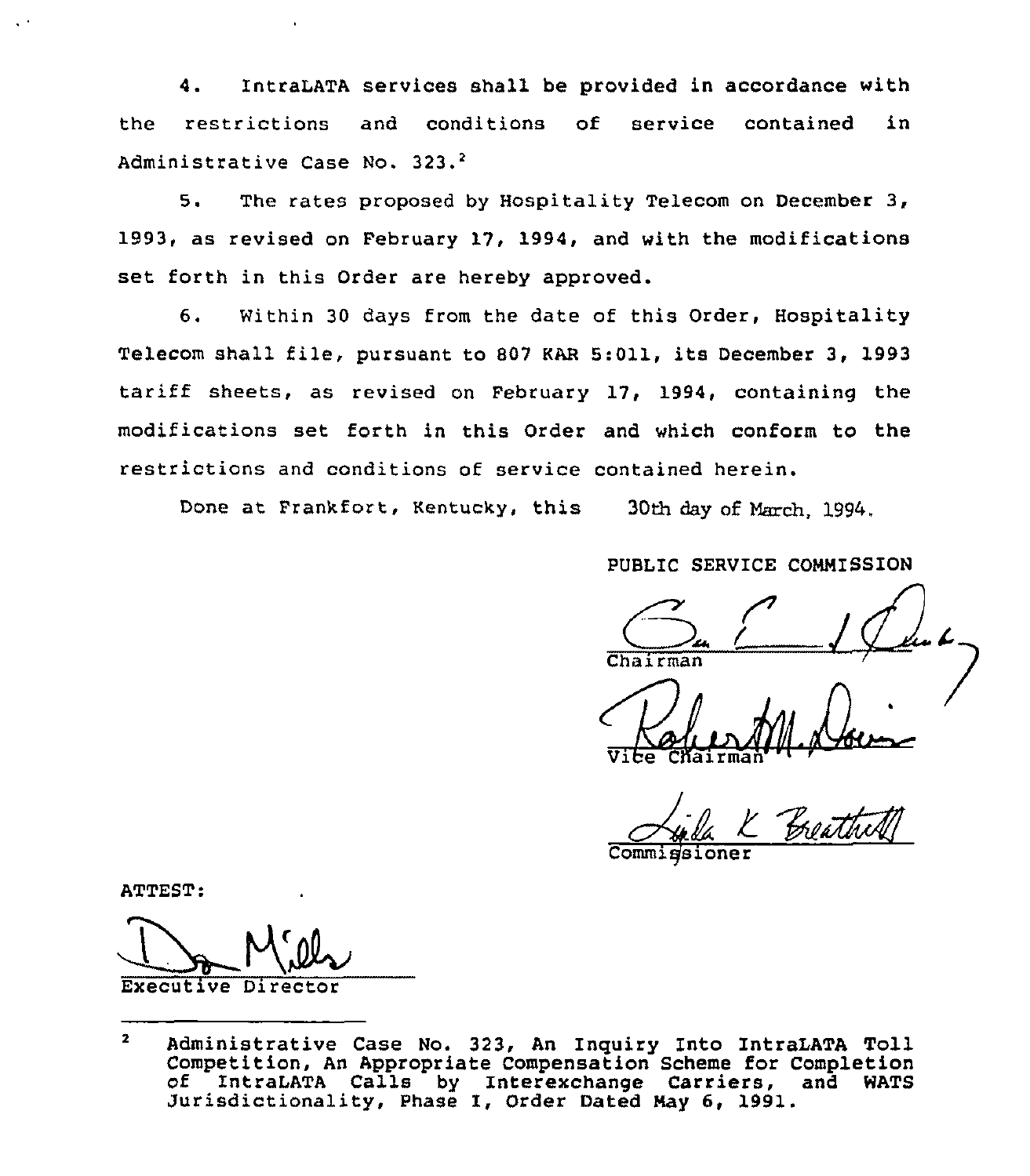4. IntraLATA services shall be provided in accordance with the restrictions and conditions of service contained in Administrative Case No. 323.[2]

5. The rates proposed by Hospitality Telecom on December 3, 1993, as revised on February 17, 1994, and with the modifications set forth in this Order are hereby approved.

6. Within 30 days from the date of this Order, Hospitality Telecom shall file, pursuant to 807 KAR 5:011, its December 3, 1993 tariff sheets, as revised on February 17, 1994, containing the modifications set forth in this Order and which conform to the restrictions and conditions of service contained herein.

Done at Frankfort, Kentucky, this 30th day of March, 1994.

PUBLIC SERVICE COMMISSION

Chairman

Vice Chairman

Commissioner

ATTEST:

Executive Director

---

[2] Administrative Case No. 323, An Inquiry Into IntraLATA Toll Competition, An Appropriate Compensation Scheme for Completion of IntraLATA Calls by Interexchange Carriers, and WATS Jurisdictionality, Phase I, Order Dated May 6, 1991.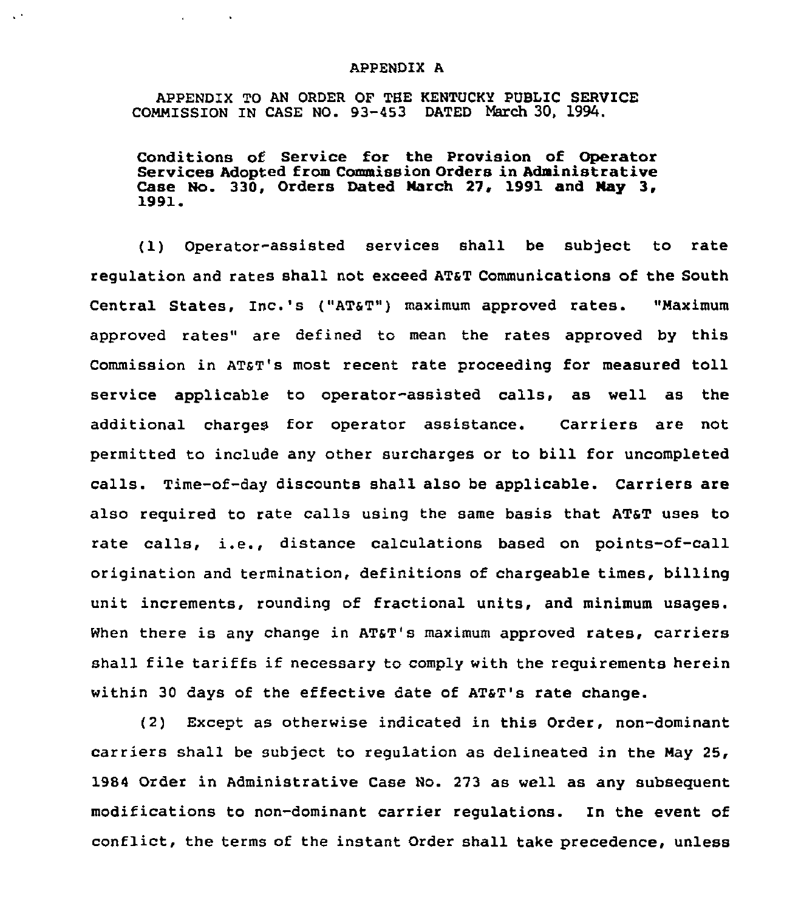APPENDIX A

APPENDIX TO AN ORDER OF THE KENTUCKY PUBLIC SERVICE COMMISSION IN CASE NO. 93-453 DATED March 30, 1994.

**Conditions of Service for the Provision of Operator Services Adopted from Commission Orders in Administrative Case No. 330, Orders Dated March 27, 1991 and May 3, 1991.**

(1) Operator-assisted services shall be subject to rate regulation and rates shall not exceed AT&T Communications of the South Central States, Inc.'s ("AT&T") maximum approved rates. "Maximum approved rates" are defined to mean the rates approved by this Commission in AT&T's most recent rate proceeding for measured toll service applicable to operator-assisted calls, as well as the additional charges for operator assistance. Carriers are not permitted to include any other surcharges or to bill for uncompleted calls. Time-of-day discounts shall also be applicable. Carriers are also required to rate calls using the same basis that AT&T uses to rate calls, i.e., distance calculations based on points-of-call origination and termination, definitions of chargeable times, billing unit increments, rounding of fractional units, and minimum usages. When there is any change in AT&T's maximum approved rates, carriers shall file tariffs if necessary to comply with the requirements herein within 30 days of the effective date of AT&T's rate change.

(2) Except as otherwise indicated in this Order, non-dominant carriers shall be subject to regulation as delineated in the May 25, 1984 Order in Administrative Case No. 273 as well as any subsequent modifications to non-dominant carrier regulations. In the event of conflict, the terms of the instant Order shall take precedence, unless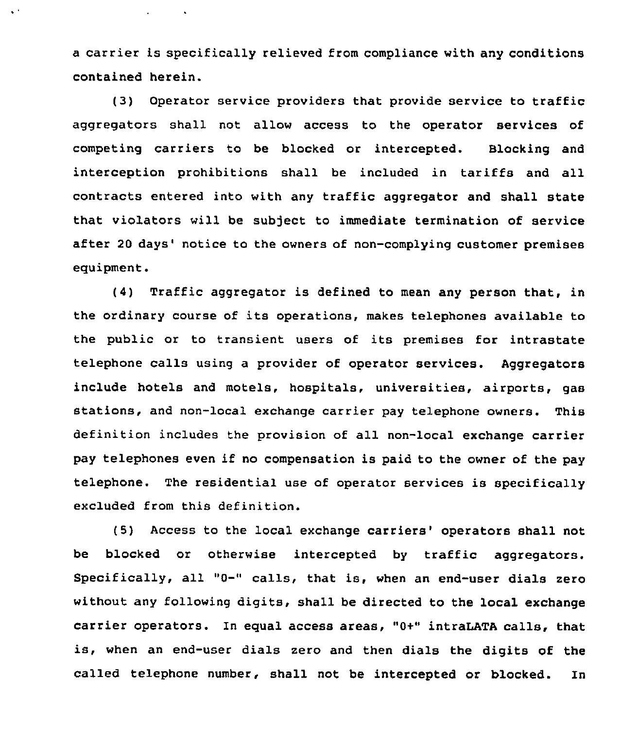a carrier is specifically relieved from compliance with any conditions contained herein.

(3) Operator service providers that provide service to traffic aggregators shall not allow access to the operator services of competing carriers to be blocked or intercepted. Blocking and interception prohibitions shall be included in tariffs and all contracts entered into with any traffic aggregator and shall state that violators will be subject to immediate termination of service after 20 days' notice to the owners of non-complying customer premises equipment.

(4) Traffic aggregator is defined to mean any person that, in the ordinary course of its operations, makes telephones available to the public or to transient users of its premises for intrastate telephone calls using a provider of operator services. Aggregators include hotels and motels, hospitals, universities, airports, gas stations, and non-local exchange carrier pay telephone owners. This definition includes the provision of all non-local exchange carrier pay telephones even if no compensation is paid to the owner of the pay telephone. The residential use of operator services is specifically excluded from this definition.

(5) Access to the local exchange carriers' operators shall not be blocked or otherwise intercepted by traffic aggregators. Specifically, all "0-" calls, that is, when an end-user dials zero without any following digits, shall be directed to the local exchange carrier operators. In equal access areas, "0+" intraLATA calls, that is, when an end-user dials zero and then dials the digits of the called telephone number, shall not be intercepted or blocked. In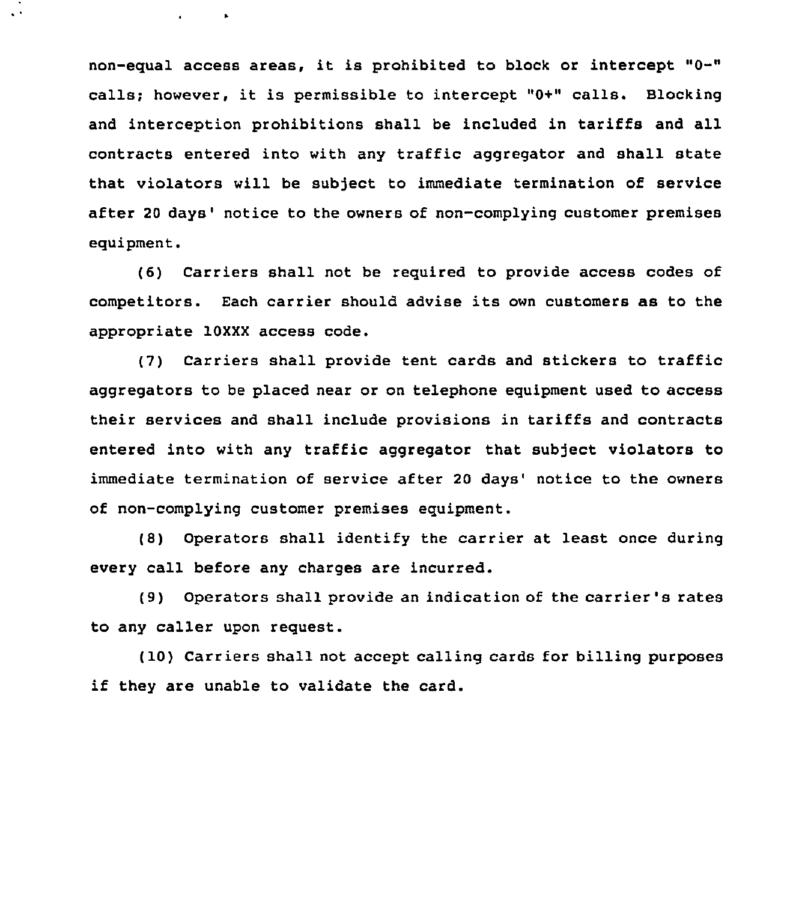non-equal access areas, it is prohibited to block or intercept "0-" calls; however, it is permissible to intercept "0+" calls. Blocking and interception prohibitions shall be included in tariffs and all contracts entered into with any traffic aggregator and shall state that violators will be subject to immediate termination of service after 20 days' notice to the owners of non-complying customer premises equipment.

(6) Carriers shall not be required to provide access codes of competitors. Each carrier should advise its own customers as to the appropriate 10XXX access code.

(7) Carriers shall provide tent cards and stickers to traffic aggregators to be placed near or on telephone equipment used to access their services and shall include provisions in tariffs and contracts entered into with any traffic aggregator that subject violators to immediate termination of service after 20 days' notice to the owners of non-complying customer premises equipment.

(8) Operators shall identify the carrier at least once during every call before any charges are incurred.

(9) Operators shall provide an indication of the carrier's rates to any caller upon request.

(10) Carriers shall not accept calling cards for billing purposes if they are unable to validate the card.